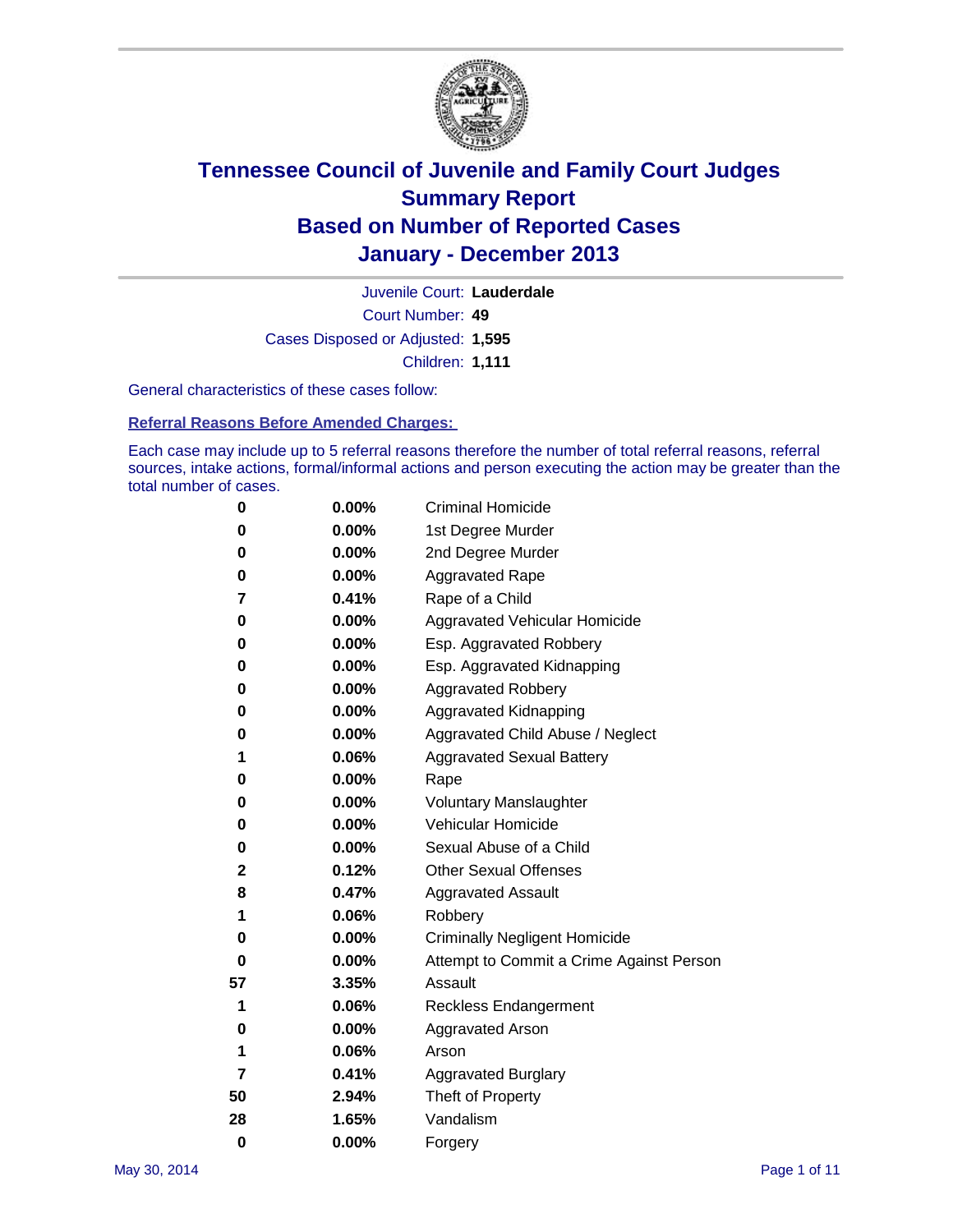# Tennessee Council of Juvenile and Family Court Judges
## Summary Report
## Based on Number of Reported Cases
## January - December 2013

Juvenile Court: **Lauderdale**

Court Number: **49**

Cases Disposed or Adjusted: **1,595**

Children: **1,111**

General characteristics of these cases follow:

### Referral Reasons Before Amended Charges:

Each case may include up to 5 referral reasons therefore the number of total referral reasons, referral sources, intake actions, formal/informal actions and person executing the action may be greater than the total number of cases.

| Count | Percent | Referral Reason |
|---|---|---|
| 0 | 0.00% | Criminal Homicide |
| 0 | 0.00% | 1st Degree Murder |
| 0 | 0.00% | 2nd Degree Murder |
| 0 | 0.00% | Aggravated Rape |
| 7 | 0.41% | Rape of a Child |
| 0 | 0.00% | Aggravated Vehicular Homicide |
| 0 | 0.00% | Esp. Aggravated Robbery |
| 0 | 0.00% | Esp. Aggravated Kidnapping |
| 0 | 0.00% | Aggravated Robbery |
| 0 | 0.00% | Aggravated Kidnapping |
| 0 | 0.00% | Aggravated Child Abuse / Neglect |
| 1 | 0.06% | Aggravated Sexual Battery |
| 0 | 0.00% | Rape |
| 0 | 0.00% | Voluntary Manslaughter |
| 0 | 0.00% | Vehicular Homicide |
| 0 | 0.00% | Sexual Abuse of a Child |
| 2 | 0.12% | Other Sexual Offenses |
| 8 | 0.47% | Aggravated Assault |
| 1 | 0.06% | Robbery |
| 0 | 0.00% | Criminally Negligent Homicide |
| 0 | 0.00% | Attempt to Commit a Crime Against Person |
| 57 | 3.35% | Assault |
| 1 | 0.06% | Reckless Endangerment |
| 0 | 0.00% | Aggravated Arson |
| 1 | 0.06% | Arson |
| 7 | 0.41% | Aggravated Burglary |
| 50 | 2.94% | Theft of Property |
| 28 | 1.65% | Vandalism |
| 0 | 0.00% | Forgery |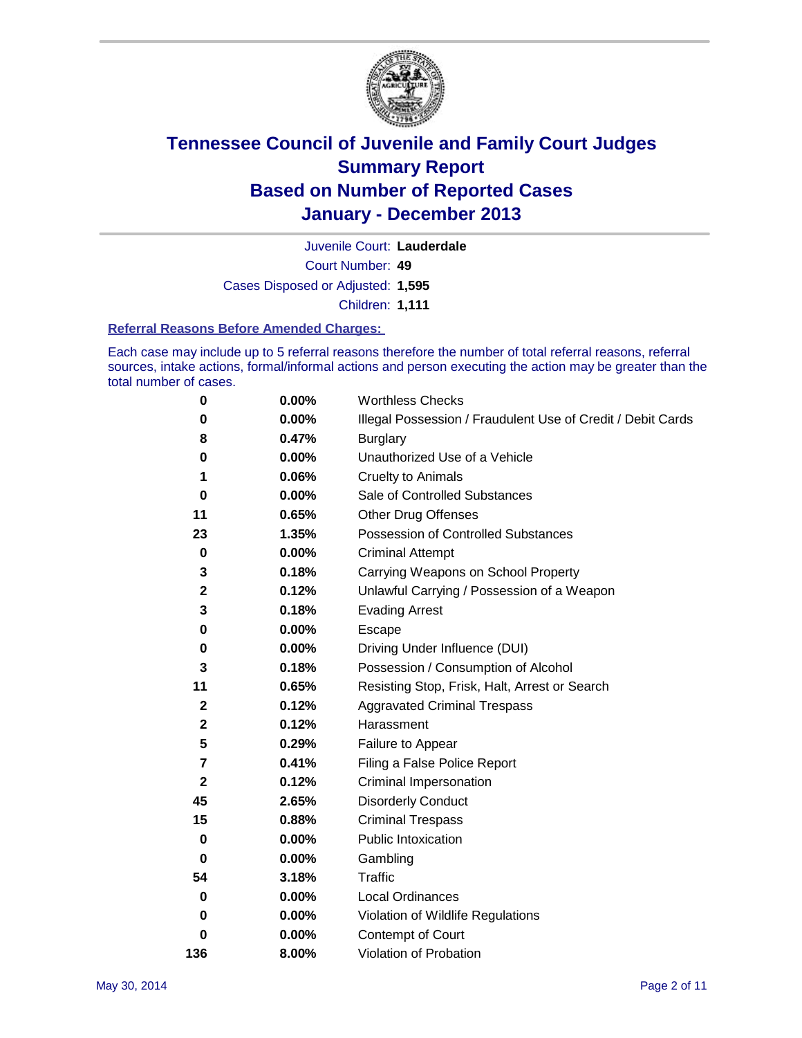# Tennessee Council of Juvenile and Family Court Judges
# Summary Report
# Based on Number of Reported Cases
# January - December 2013

Juvenile Court: **Lauderdale**

Court Number: **49**

Cases Disposed or Adjusted: **1,595**

Children: **1,111**

### Referral Reasons Before Amended Charges:

Each case may include up to 5 referral reasons therefore the number of total referral reasons, referral sources, intake actions, formal/informal actions and person executing the action may be greater than the total number of cases.

| Count | Percent | Referral Reason |
|---|---|---|
| 0 | 0.00% | Worthless Checks |
| 0 | 0.00% | Illegal Possession / Fraudulent Use of Credit / Debit Cards |
| 8 | 0.47% | Burglary |
| 0 | 0.00% | Unauthorized Use of a Vehicle |
| 1 | 0.06% | Cruelty to Animals |
| 0 | 0.00% | Sale of Controlled Substances |
| 11 | 0.65% | Other Drug Offenses |
| 23 | 1.35% | Possession of Controlled Substances |
| 0 | 0.00% | Criminal Attempt |
| 3 | 0.18% | Carrying Weapons on School Property |
| 2 | 0.12% | Unlawful Carrying / Possession of a Weapon |
| 3 | 0.18% | Evading Arrest |
| 0 | 0.00% | Escape |
| 0 | 0.00% | Driving Under Influence (DUI) |
| 3 | 0.18% | Possession / Consumption of Alcohol |
| 11 | 0.65% | Resisting Stop, Frisk, Halt, Arrest or Search |
| 2 | 0.12% | Aggravated Criminal Trespass |
| 2 | 0.12% | Harassment |
| 5 | 0.29% | Failure to Appear |
| 7 | 0.41% | Filing a False Police Report |
| 2 | 0.12% | Criminal Impersonation |
| 45 | 2.65% | Disorderly Conduct |
| 15 | 0.88% | Criminal Trespass |
| 0 | 0.00% | Public Intoxication |
| 0 | 0.00% | Gambling |
| 54 | 3.18% | Traffic |
| 0 | 0.00% | Local Ordinances |
| 0 | 0.00% | Violation of Wildlife Regulations |
| 0 | 0.00% | Contempt of Court |
| 136 | 8.00% | Violation of Probation |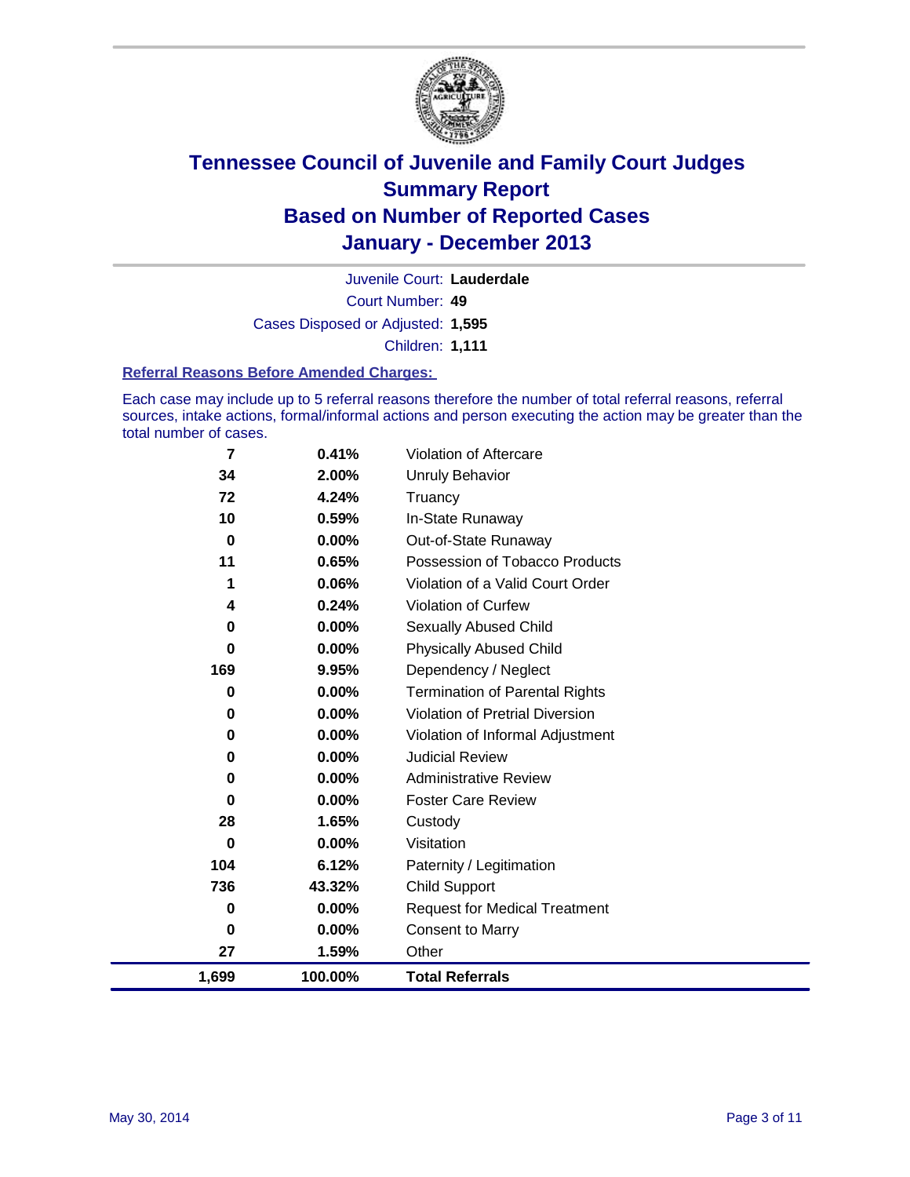# Tennessee Council of Juvenile and Family Court Judges
## Summary Report
## Based on Number of Reported Cases
## January - December 2013

Juvenile Court: **Lauderdale**

Court Number: **49**

Cases Disposed or Adjusted: **1,595**

Children: **1,111**

### Referral Reasons Before Amended Charges:

Each case may include up to 5 referral reasons therefore the number of total referral reasons, referral sources, intake actions, formal/informal actions and person executing the action may be greater than the total number of cases.

| Count | Percent | Referral Reason |
|---|---|---|
| 7 | 0.41% | Violation of Aftercare |
| 34 | 2.00% | Unruly Behavior |
| 72 | 4.24% | Truancy |
| 10 | 0.59% | In-State Runaway |
| 0 | 0.00% | Out-of-State Runaway |
| 11 | 0.65% | Possession of Tobacco Products |
| 1 | 0.06% | Violation of a Valid Court Order |
| 4 | 0.24% | Violation of Curfew |
| 0 | 0.00% | Sexually Abused Child |
| 0 | 0.00% | Physically Abused Child |
| 169 | 9.95% | Dependency / Neglect |
| 0 | 0.00% | Termination of Parental Rights |
| 0 | 0.00% | Violation of Pretrial Diversion |
| 0 | 0.00% | Violation of Informal Adjustment |
| 0 | 0.00% | Judicial Review |
| 0 | 0.00% | Administrative Review |
| 0 | 0.00% | Foster Care Review |
| 28 | 1.65% | Custody |
| 0 | 0.00% | Visitation |
| 104 | 6.12% | Paternity / Legitimation |
| 736 | 43.32% | Child Support |
| 0 | 0.00% | Request for Medical Treatment |
| 0 | 0.00% | Consent to Marry |
| 27 | 1.59% | Other |
| **1,699** | **100.00%** | **Total Referrals** |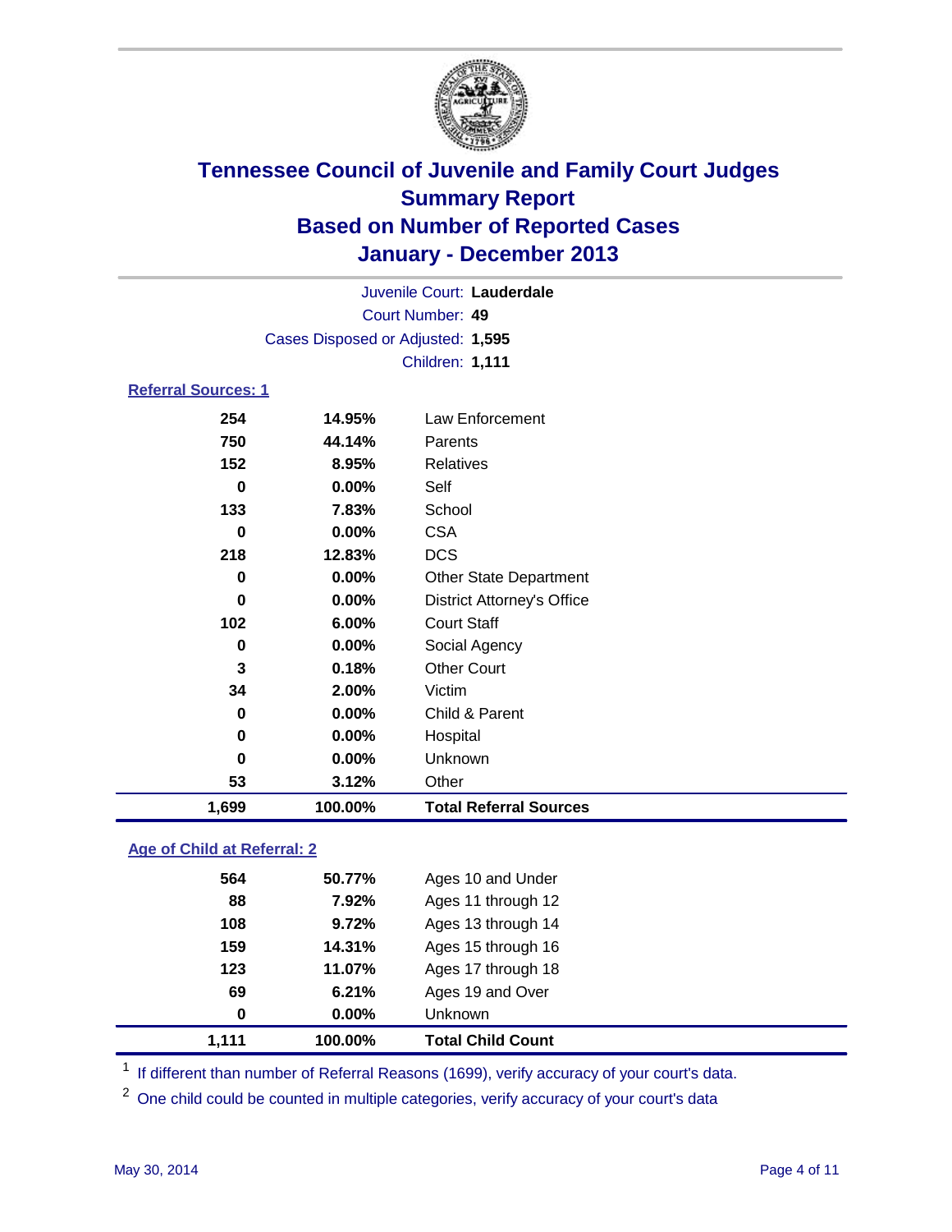# Tennessee Council of Juvenile and Family Court Judges
## Summary Report
## Based on Number of Reported Cases
## January - December 2013

Juvenile Court: **Lauderdale**

Court Number: **49**

Cases Disposed or Adjusted: **1,595**

Children: **1,111**

### Referral Sources: 1

| Count | Percent | Source |
|---|---|---|
| 254 | 14.95% | Law Enforcement |
| 750 | 44.14% | Parents |
| 152 | 8.95% | Relatives |
| 0 | 0.00% | Self |
| 133 | 7.83% | School |
| 0 | 0.00% | CSA |
| 218 | 12.83% | DCS |
| 0 | 0.00% | Other State Department |
| 0 | 0.00% | District Attorney's Office |
| 102 | 6.00% | Court Staff |
| 0 | 0.00% | Social Agency |
| 3 | 0.18% | Other Court |
| 34 | 2.00% | Victim |
| 0 | 0.00% | Child & Parent |
| 0 | 0.00% | Hospital |
| 0 | 0.00% | Unknown |
| 53 | 3.12% | Other |
| **1,699** | **100.00%** | **Total Referral Sources** |

### Age of Child at Referral: 2

| Count | Percent | Age |
|---|---|---|
| 564 | 50.77% | Ages 10 and Under |
| 88 | 7.92% | Ages 11 through 12 |
| 108 | 9.72% | Ages 13 through 14 |
| 159 | 14.31% | Ages 15 through 16 |
| 123 | 11.07% | Ages 17 through 18 |
| 69 | 6.21% | Ages 19 and Over |
| 0 | 0.00% | Unknown |
| **1,111** | **100.00%** | **Total Child Count** |

[1] If different than number of Referral Reasons (1699), verify accuracy of your court's data.

[2] One child could be counted in multiple categories, verify accuracy of your court's data

May 30, 2014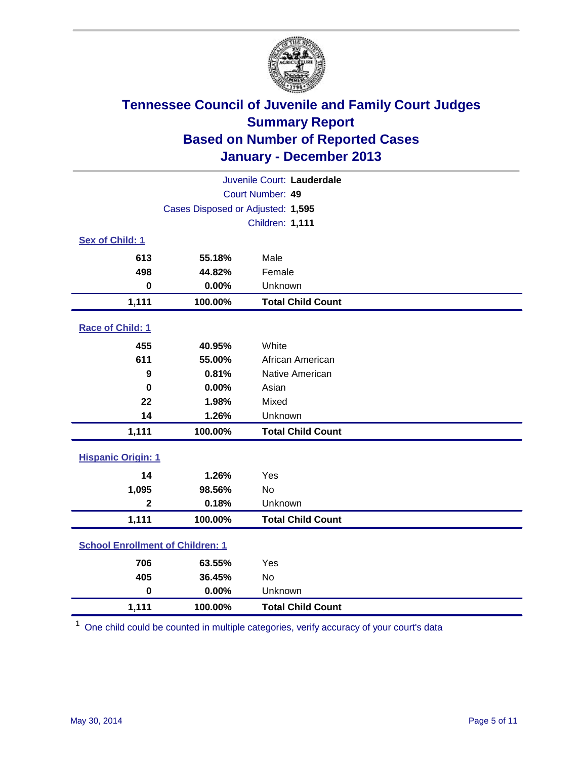# Tennessee Council of Juvenile and Family Court Judges
## Summary Report
## Based on Number of Reported Cases
## January - December 2013

Juvenile Court: **Lauderdale**

Court Number: **49**

Cases Disposed or Adjusted: **1,595**

Children: **1,111**

### Sex of Child: 1

| Count | Percent | Category |
|---|---|---|
| 613 | 55.18% | Male |
| 498 | 44.82% | Female |
| 0 | 0.00% | Unknown |
| **1,111** | **100.00%** | **Total Child Count** |

### Race of Child: 1

| Count | Percent | Category |
|---|---|---|
| 455 | 40.95% | White |
| 611 | 55.00% | African American |
| 9 | 0.81% | Native American |
| 0 | 0.00% | Asian |
| 22 | 1.98% | Mixed |
| 14 | 1.26% | Unknown |
| **1,111** | **100.00%** | **Total Child Count** |

### Hispanic Origin: 1

| Count | Percent | Category |
|---|---|---|
| 14 | 1.26% | Yes |
| 1,095 | 98.56% | No |
| 2 | 0.18% | Unknown |
| **1,111** | **100.00%** | **Total Child Count** |

### School Enrollment of Children: 1

| Count | Percent | Category |
|---|---|---|
| 706 | 63.55% | Yes |
| 405 | 36.45% | No |
| 0 | 0.00% | Unknown |
| **1,111** | **100.00%** | **Total Child Count** |

[1] One child could be counted in multiple categories, verify accuracy of your court's data

May 30, 2014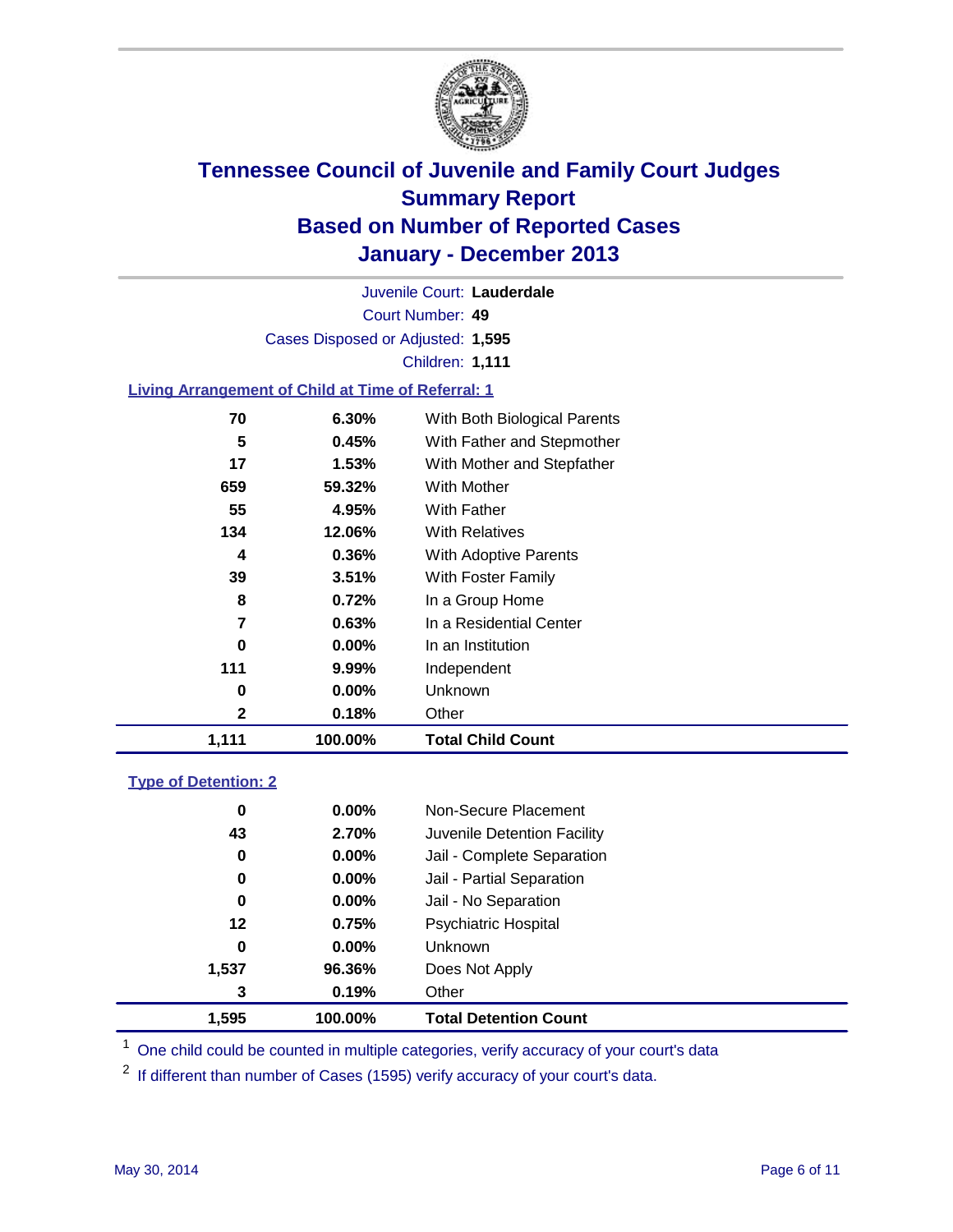# Tennessee Council of Juvenile and Family Court Judges
## Summary Report
## Based on Number of Reported Cases
## January - December 2013

Juvenile Court: **Lauderdale**
Court Number: **49**
Cases Disposed or Adjusted: **1,595**
Children: **1,111**

### Living Arrangement of Child at Time of Referral: 1

| Count | Percent | Category |
|---|---|---|
| 70 | 6.30% | With Both Biological Parents |
| 5 | 0.45% | With Father and Stepmother |
| 17 | 1.53% | With Mother and Stepfather |
| 659 | 59.32% | With Mother |
| 55 | 4.95% | With Father |
| 134 | 12.06% | With Relatives |
| 4 | 0.36% | With Adoptive Parents |
| 39 | 3.51% | With Foster Family |
| 8 | 0.72% | In a Group Home |
| 7 | 0.63% | In a Residential Center |
| 0 | 0.00% | In an Institution |
| 111 | 9.99% | Independent |
| 0 | 0.00% | Unknown |
| 2 | 0.18% | Other |
| **1,111** | **100.00%** | **Total Child Count** |

### Type of Detention: 2

| Count | Percent | Category |
|---|---|---|
| 0 | 0.00% | Non-Secure Placement |
| 43 | 2.70% | Juvenile Detention Facility |
| 0 | 0.00% | Jail - Complete Separation |
| 0 | 0.00% | Jail - Partial Separation |
| 0 | 0.00% | Jail - No Separation |
| 12 | 0.75% | Psychiatric Hospital |
| 0 | 0.00% | Unknown |
| 1,537 | 96.36% | Does Not Apply |
| 3 | 0.19% | Other |
| **1,595** | **100.00%** | **Total Detention Count** |

[1] One child could be counted in multiple categories, verify accuracy of your court's data

[2] If different than number of Cases (1595) verify accuracy of your court's data.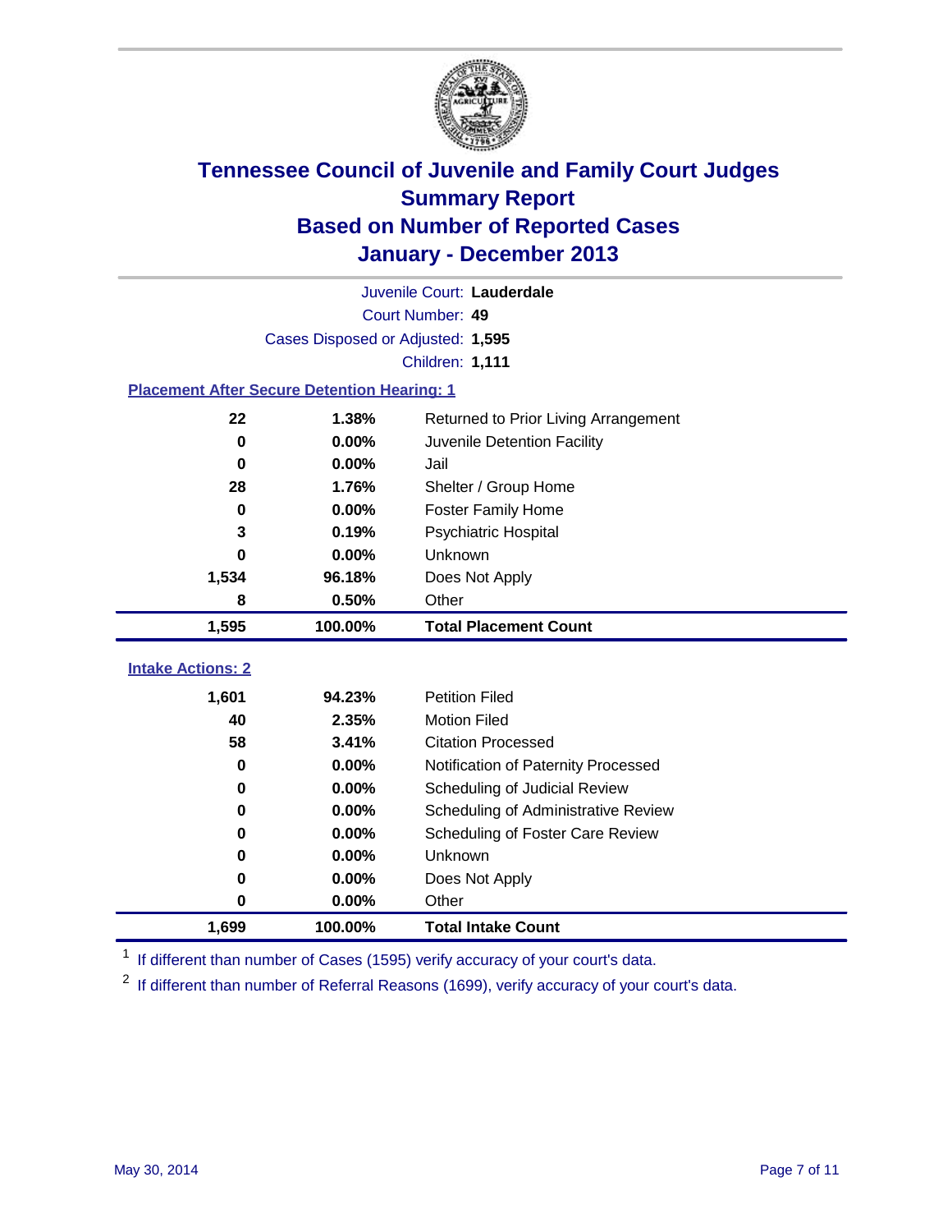# Tennessee Council of Juvenile and Family Court Judges
## Summary Report
## Based on Number of Reported Cases
## January - December 2013

Juvenile Court: **Lauderdale**
Court Number: **49**
Cases Disposed or Adjusted: **1,595**
Children: **1,111**

### Placement After Secure Detention Hearing: 1

| Count | Percent | Placement |
|---|---|---|
| 22 | 1.38% | Returned to Prior Living Arrangement |
| 0 | 0.00% | Juvenile Detention Facility |
| 0 | 0.00% | Jail |
| 28 | 1.76% | Shelter / Group Home |
| 0 | 0.00% | Foster Family Home |
| 3 | 0.19% | Psychiatric Hospital |
| 0 | 0.00% | Unknown |
| 1,534 | 96.18% | Does Not Apply |
| 8 | 0.50% | Other |
| **1,595** | **100.00%** | **Total Placement Count** |

### Intake Actions: 2

| Count | Percent | Intake Action |
|---|---|---|
| 1,601 | 94.23% | Petition Filed |
| 40 | 2.35% | Motion Filed |
| 58 | 3.41% | Citation Processed |
| 0 | 0.00% | Notification of Paternity Processed |
| 0 | 0.00% | Scheduling of Judicial Review |
| 0 | 0.00% | Scheduling of Administrative Review |
| 0 | 0.00% | Scheduling of Foster Care Review |
| 0 | 0.00% | Unknown |
| 0 | 0.00% | Does Not Apply |
| 0 | 0.00% | Other |
| **1,699** | **100.00%** | **Total Intake Count** |

[1] If different than number of Cases (1595) verify accuracy of your court's data.

[2] If different than number of Referral Reasons (1699), verify accuracy of your court's data.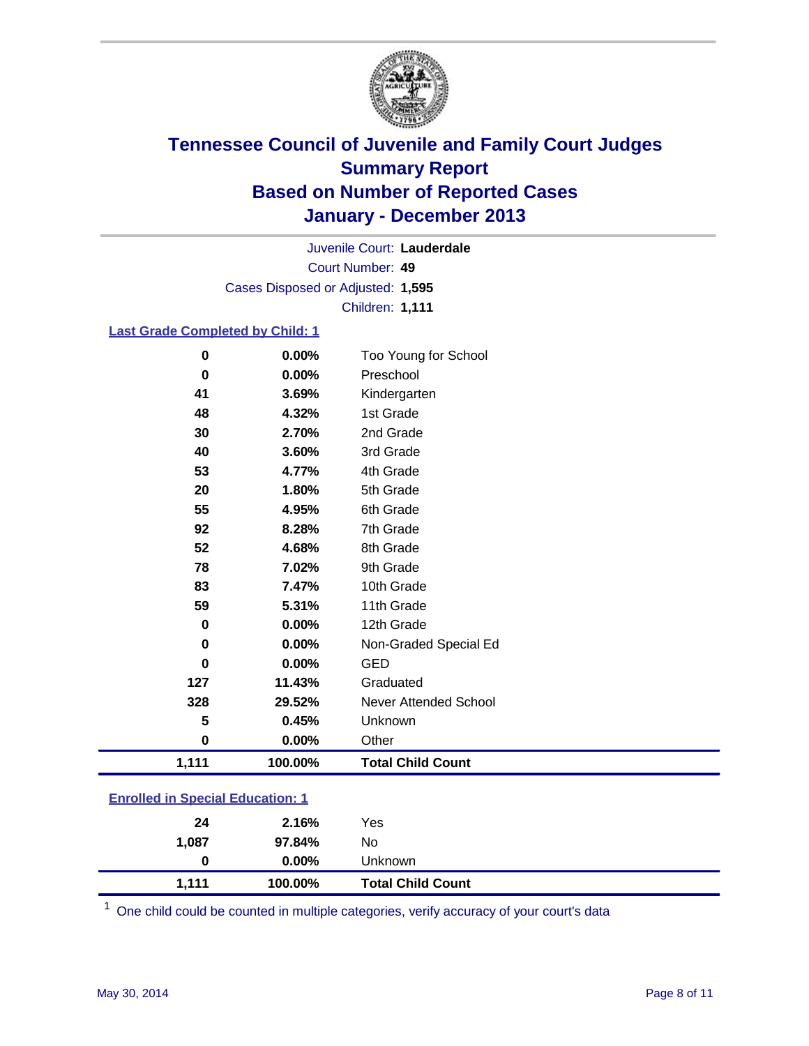# Tennessee Council of Juvenile and Family Court Judges
## Summary Report
## Based on Number of Reported Cases
## January - December 2013

Juvenile Court: **Lauderdale**
Court Number: **49**
Cases Disposed or Adjusted: **1,595**
Children: **1,111**

### Last Grade Completed by Child: 1

| Count | Percent | Category |
|---|---|---|
| 0 | 0.00% | Too Young for School |
| 0 | 0.00% | Preschool |
| 41 | 3.69% | Kindergarten |
| 48 | 4.32% | 1st Grade |
| 30 | 2.70% | 2nd Grade |
| 40 | 3.60% | 3rd Grade |
| 53 | 4.77% | 4th Grade |
| 20 | 1.80% | 5th Grade |
| 55 | 4.95% | 6th Grade |
| 92 | 8.28% | 7th Grade |
| 52 | 4.68% | 8th Grade |
| 78 | 7.02% | 9th Grade |
| 83 | 7.47% | 10th Grade |
| 59 | 5.31% | 11th Grade |
| 0 | 0.00% | 12th Grade |
| 0 | 0.00% | Non-Graded Special Ed |
| 0 | 0.00% | GED |
| 127 | 11.43% | Graduated |
| 328 | 29.52% | Never Attended School |
| 5 | 0.45% | Unknown |
| 0 | 0.00% | Other |
| **1,111** | **100.00%** | **Total Child Count** |

### Enrolled in Special Education: 1

| Count | Percent | Category |
|---|---|---|
| 24 | 2.16% | Yes |
| 1,087 | 97.84% | No |
| 0 | 0.00% | Unknown |
| **1,111** | **100.00%** | **Total Child Count** |

[1] One child could be counted in multiple categories, verify accuracy of your court's data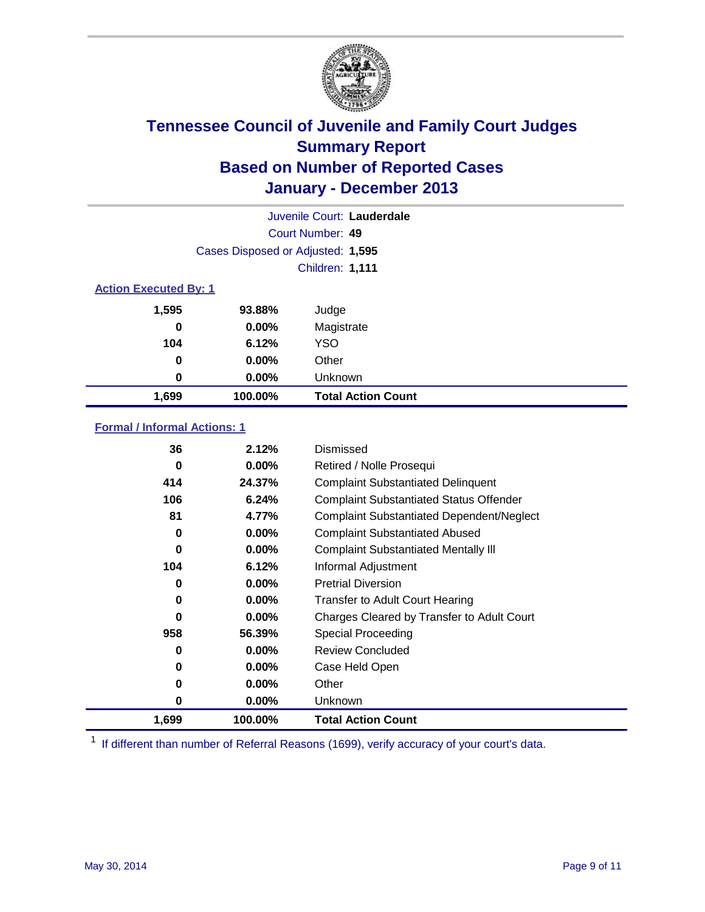# Tennessee Council of Juvenile and Family Court Judges
## Summary Report
## Based on Number of Reported Cases
## January - December 2013

Juvenile Court: **Lauderdale**

Court Number: **49**

Cases Disposed or Adjusted: **1,595**

Children: **1,111**

### Action Executed By: 1

| | | |
|---|---|---|
| 1,595 | 93.88% | Judge |
| 0 | 0.00% | Magistrate |
| 104 | 6.12% | YSO |
| 0 | 0.00% | Other |
| 0 | 0.00% | Unknown |
| **1,699** | **100.00%** | **Total Action Count** |

### Formal / Informal Actions: 1

| | | |
|---|---|---|
| 36 | 2.12% | Dismissed |
| 0 | 0.00% | Retired / Nolle Prosequi |
| 414 | 24.37% | Complaint Substantiated Delinquent |
| 106 | 6.24% | Complaint Substantiated Status Offender |
| 81 | 4.77% | Complaint Substantiated Dependent/Neglect |
| 0 | 0.00% | Complaint Substantiated Abused |
| 0 | 0.00% | Complaint Substantiated Mentally Ill |
| 104 | 6.12% | Informal Adjustment |
| 0 | 0.00% | Pretrial Diversion |
| 0 | 0.00% | Transfer to Adult Court Hearing |
| 0 | 0.00% | Charges Cleared by Transfer to Adult Court |
| 958 | 56.39% | Special Proceeding |
| 0 | 0.00% | Review Concluded |
| 0 | 0.00% | Case Held Open |
| 0 | 0.00% | Other |
| 0 | 0.00% | Unknown |
| **1,699** | **100.00%** | **Total Action Count** |

[1] If different than number of Referral Reasons (1699), verify accuracy of your court's data.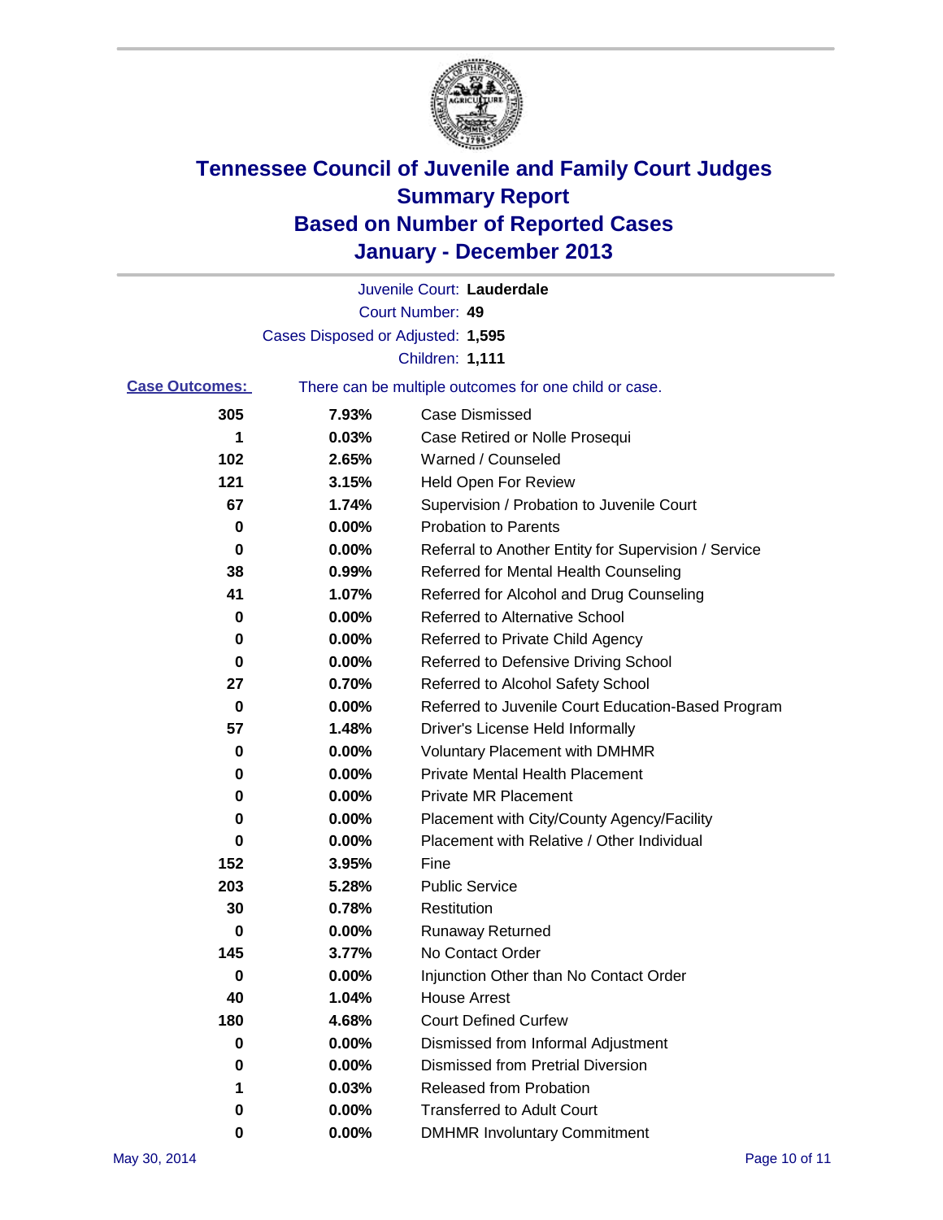# Tennessee Council of Juvenile and Family Court Judges
# Summary Report
# Based on Number of Reported Cases
# January - December 2013

Juvenile Court: **Lauderdale**

Court Number: **49**

Cases Disposed or Adjusted: **1,595**

Children: **1,111**

**Case Outcomes:** There can be multiple outcomes for one child or case.

| Count | Percent | Outcome |
|---|---|---|
| 305 | 7.93% | Case Dismissed |
| 1 | 0.03% | Case Retired or Nolle Prosequi |
| 102 | 2.65% | Warned / Counseled |
| 121 | 3.15% | Held Open For Review |
| 67 | 1.74% | Supervision / Probation to Juvenile Court |
| 0 | 0.00% | Probation to Parents |
| 0 | 0.00% | Referral to Another Entity for Supervision / Service |
| 38 | 0.99% | Referred for Mental Health Counseling |
| 41 | 1.07% | Referred for Alcohol and Drug Counseling |
| 0 | 0.00% | Referred to Alternative School |
| 0 | 0.00% | Referred to Private Child Agency |
| 0 | 0.00% | Referred to Defensive Driving School |
| 27 | 0.70% | Referred to Alcohol Safety School |
| 0 | 0.00% | Referred to Juvenile Court Education-Based Program |
| 57 | 1.48% | Driver's License Held Informally |
| 0 | 0.00% | Voluntary Placement with DMHMR |
| 0 | 0.00% | Private Mental Health Placement |
| 0 | 0.00% | Private MR Placement |
| 0 | 0.00% | Placement with City/County Agency/Facility |
| 0 | 0.00% | Placement with Relative / Other Individual |
| 152 | 3.95% | Fine |
| 203 | 5.28% | Public Service |
| 30 | 0.78% | Restitution |
| 0 | 0.00% | Runaway Returned |
| 145 | 3.77% | No Contact Order |
| 0 | 0.00% | Injunction Other than No Contact Order |
| 40 | 1.04% | House Arrest |
| 180 | 4.68% | Court Defined Curfew |
| 0 | 0.00% | Dismissed from Informal Adjustment |
| 0 | 0.00% | Dismissed from Pretrial Diversion |
| 1 | 0.03% | Released from Probation |
| 0 | 0.00% | Transferred to Adult Court |
| 0 | 0.00% | DMHMR Involuntary Commitment |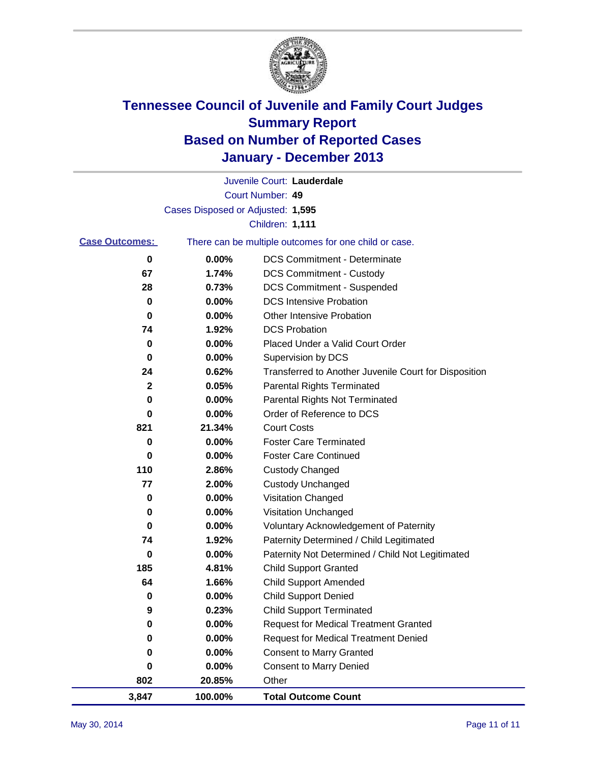# Tennessee Council of Juvenile and Family Court Judges
# Summary Report
# Based on Number of Reported Cases
# January - December 2013

Juvenile Court: **Lauderdale**

Court Number: **49**

Cases Disposed or Adjusted: **1,595**

Children: **1,111**

**Case Outcomes:** There can be multiple outcomes for one child or case.

| | | |
|---|---|---|
| 0 | 0.00% | DCS Commitment - Determinate |
| 67 | 1.74% | DCS Commitment - Custody |
| 28 | 0.73% | DCS Commitment - Suspended |
| 0 | 0.00% | DCS Intensive Probation |
| 0 | 0.00% | Other Intensive Probation |
| 74 | 1.92% | DCS Probation |
| 0 | 0.00% | Placed Under a Valid Court Order |
| 0 | 0.00% | Supervision by DCS |
| 24 | 0.62% | Transferred to Another Juvenile Court for Disposition |
| 2 | 0.05% | Parental Rights Terminated |
| 0 | 0.00% | Parental Rights Not Terminated |
| 0 | 0.00% | Order of Reference to DCS |
| 821 | 21.34% | Court Costs |
| 0 | 0.00% | Foster Care Terminated |
| 0 | 0.00% | Foster Care Continued |
| 110 | 2.86% | Custody Changed |
| 77 | 2.00% | Custody Unchanged |
| 0 | 0.00% | Visitation Changed |
| 0 | 0.00% | Visitation Unchanged |
| 0 | 0.00% | Voluntary Acknowledgement of Paternity |
| 74 | 1.92% | Paternity Determined / Child Legitimated |
| 0 | 0.00% | Paternity Not Determined / Child Not Legitimated |
| 185 | 4.81% | Child Support Granted |
| 64 | 1.66% | Child Support Amended |
| 0 | 0.00% | Child Support Denied |
| 9 | 0.23% | Child Support Terminated |
| 0 | 0.00% | Request for Medical Treatment Granted |
| 0 | 0.00% | Request for Medical Treatment Denied |
| 0 | 0.00% | Consent to Marry Granted |
| 0 | 0.00% | Consent to Marry Denied |
| 802 | 20.85% | Other |
| **3,847** | **100.00%** | **Total Outcome Count** |

May 30, 2014